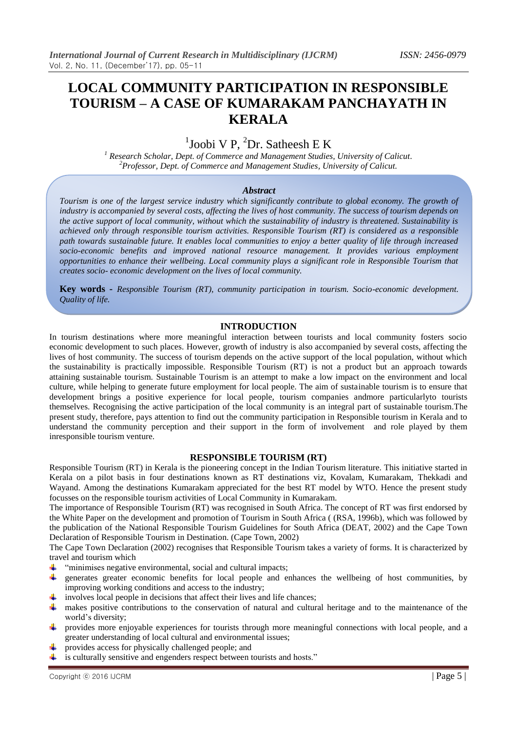# LOCAL COMMUNITY PARTICIPATION IN RESPONSIBLE TOURISM – A CASE OF KUMARAKAM PANCHAYATH IN KERALA

[1]Joobi V P, [2]Dr. Satheesh E K

[1] *Research Scholar, Dept. of Commerce and Management Studies, University of Calicut.*
[2] *Professor, Dept. of Commerce and Management Studies, University of Calicut.*

### *Abstract*

*Tourism is one of the largest service industry which significantly contribute to global economy. The growth of industry is accompanied by several costs, affecting the lives of host community. The success of tourism depends on the active support of local community, without which the sustainability of industry is threatened. Sustainability is achieved only through responsible tourism activities. Responsible Tourism (RT) is considered as a responsible path towards sustainable future. It enables local communities to enjoy a better quality of life through increased socio-economic benefits and improved national resource management. It provides various employment opportunities to enhance their wellbeing. Local community plays a significant role in Responsible Tourism that creates socio- economic development on the lives of local community.*

**Key words -** *Responsible Tourism (RT), community participation in tourism. Socio-economic development. Quality of life.*

## INTRODUCTION

In tourism destinations where more meaningful interaction between tourists and local community fosters socio economic development to such places. However, growth of industry is also accompanied by several costs, affecting the lives of host community. The success of tourism depends on the active support of the local population, without which the sustainability is practically impossible. Responsible Tourism (RT) is not a product but an approach towards attaining sustainable tourism. Sustainable Tourism is an attempt to make a low impact on the environment and local culture, while helping to generate future employment for local people. The aim of sustainable tourism is to ensure that development brings a positive experience for local people, tourism companies andmore particularlyto tourists themselves. Recognising the active participation of the local community is an integral part of sustainable tourism.The present study, therefore, pays attention to find out the community participation in Responsible tourism in Kerala and to understand the community perception and their support in the form of involvement and role played by them inresponsible tourism venture.

## RESPONSIBLE TOURISM (RT)

Responsible Tourism (RT) in Kerala is the pioneering concept in the Indian Tourism literature. This initiative started in Kerala on a pilot basis in four destinations known as RT destinations viz, Kovalam, Kumarakam, Thekkadi and Wayand. Among the destinations Kumarakam appreciated for the best RT model by WTO. Hence the present study focusses on the responsible tourism activities of Local Community in Kumarakam.

The importance of Responsible Tourism (RT) was recognised in South Africa. The concept of RT was first endorsed by the White Paper on the development and promotion of Tourism in South Africa ( (RSA, 1996b), which was followed by the publication of the National Responsible Tourism Guidelines for South Africa (DEAT, 2002) and the Cape Town Declaration of Responsible Tourism in Destination. (Cape Town, 2002)

The Cape Town Declaration (2002) recognises that Responsible Tourism takes a variety of forms. It is characterized by travel and tourism which

- "minimises negative environmental, social and cultural impacts;
- generates greater economic benefits for local people and enhances the wellbeing of host communities, by improving working conditions and access to the industry;
- involves local people in decisions that affect their lives and life chances;
- makes positive contributions to the conservation of natural and cultural heritage and to the maintenance of the world's diversity;
- provides more enjoyable experiences for tourists through more meaningful connections with local people, and a greater understanding of local cultural and environmental issues;
- provides access for physically challenged people; and
- is culturally sensitive and engenders respect between tourists and hosts."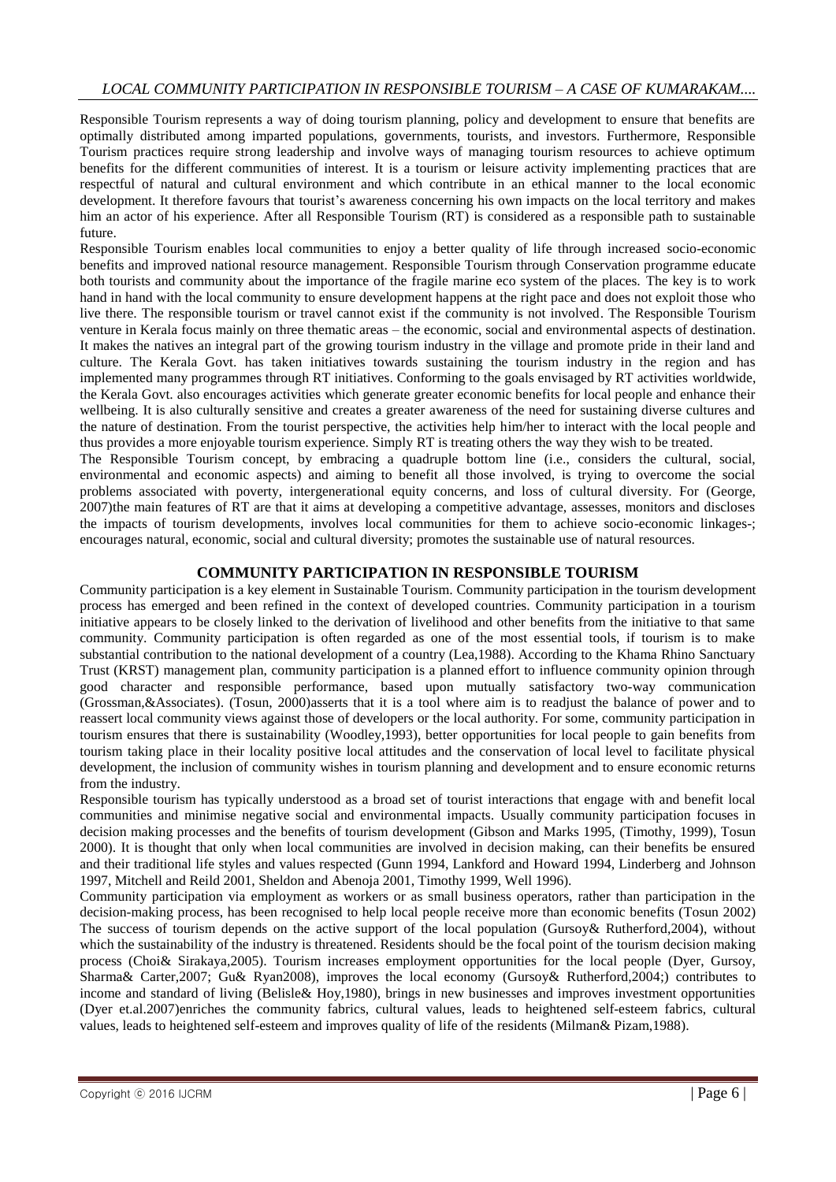Responsible Tourism represents a way of doing tourism planning, policy and development to ensure that benefits are optimally distributed among imparted populations, governments, tourists, and investors. Furthermore, Responsible Tourism practices require strong leadership and involve ways of managing tourism resources to achieve optimum benefits for the different communities of interest. It is a tourism or leisure activity implementing practices that are respectful of natural and cultural environment and which contribute in an ethical manner to the local economic development. It therefore favours that tourist's awareness concerning his own impacts on the local territory and makes him an actor of his experience. After all Responsible Tourism (RT) is considered as a responsible path to sustainable future.

Responsible Tourism enables local communities to enjoy a better quality of life through increased socio-economic benefits and improved national resource management. Responsible Tourism through Conservation programme educate both tourists and community about the importance of the fragile marine eco system of the places. The key is to work hand in hand with the local community to ensure development happens at the right pace and does not exploit those who live there. The responsible tourism or travel cannot exist if the community is not involved. The Responsible Tourism venture in Kerala focus mainly on three thematic areas – the economic, social and environmental aspects of destination. It makes the natives an integral part of the growing tourism industry in the village and promote pride in their land and culture. The Kerala Govt. has taken initiatives towards sustaining the tourism industry in the region and has implemented many programmes through RT initiatives. Conforming to the goals envisaged by RT activities worldwide, the Kerala Govt. also encourages activities which generate greater economic benefits for local people and enhance their wellbeing. It is also culturally sensitive and creates a greater awareness of the need for sustaining diverse cultures and the nature of destination. From the tourist perspective, the activities help him/her to interact with the local people and thus provides a more enjoyable tourism experience. Simply RT is treating others the way they wish to be treated.

The Responsible Tourism concept, by embracing a quadruple bottom line (i.e., considers the cultural, social, environmental and economic aspects) and aiming to benefit all those involved, is trying to overcome the social problems associated with poverty, intergenerational equity concerns, and loss of cultural diversity. For (George, 2007)the main features of RT are that it aims at developing a competitive advantage, assesses, monitors and discloses the impacts of tourism developments, involves local communities for them to achieve socio-economic linkages-; encourages natural, economic, social and cultural diversity; promotes the sustainable use of natural resources.

## COMMUNITY PARTICIPATION IN RESPONSIBLE TOURISM

Community participation is a key element in Sustainable Tourism. Community participation in the tourism development process has emerged and been refined in the context of developed countries. Community participation in a tourism initiative appears to be closely linked to the derivation of livelihood and other benefits from the initiative to that same community. Community participation is often regarded as one of the most essential tools, if tourism is to make substantial contribution to the national development of a country (Lea,1988). According to the Khama Rhino Sanctuary Trust (KRST) management plan, community participation is a planned effort to influence community opinion through good character and responsible performance, based upon mutually satisfactory two-way communication (Grossman,&Associates). (Tosun, 2000)asserts that it is a tool where aim is to readjust the balance of power and to reassert local community views against those of developers or the local authority. For some, community participation in tourism ensures that there is sustainability (Woodley,1993), better opportunities for local people to gain benefits from tourism taking place in their locality positive local attitudes and the conservation of local level to facilitate physical development, the inclusion of community wishes in tourism planning and development and to ensure economic returns from the industry.

Responsible tourism has typically understood as a broad set of tourist interactions that engage with and benefit local communities and minimise negative social and environmental impacts. Usually community participation focuses in decision making processes and the benefits of tourism development (Gibson and Marks 1995, (Timothy, 1999), Tosun 2000). It is thought that only when local communities are involved in decision making, can their benefits be ensured and their traditional life styles and values respected (Gunn 1994, Lankford and Howard 1994, Linderberg and Johnson 1997, Mitchell and Reild 2001, Sheldon and Abenoja 2001, Timothy 1999, Well 1996).

Community participation via employment as workers or as small business operators, rather than participation in the decision-making process, has been recognised to help local people receive more than economic benefits (Tosun 2002) The success of tourism depends on the active support of the local population (Gursoy& Rutherford,2004), without which the sustainability of the industry is threatened. Residents should be the focal point of the tourism decision making process (Choi& Sirakaya,2005). Tourism increases employment opportunities for the local people (Dyer, Gursoy, Sharma& Carter,2007; Gu& Ryan2008), improves the local economy (Gursoy& Rutherford,2004;) contributes to income and standard of living (Belisle& Hoy,1980), brings in new businesses and improves investment opportunities (Dyer et.al.2007)enriches the community fabrics, cultural values, leads to heightened self-esteem fabrics, cultural values, leads to heightened self-esteem and improves quality of life of the residents (Milman& Pizam,1988).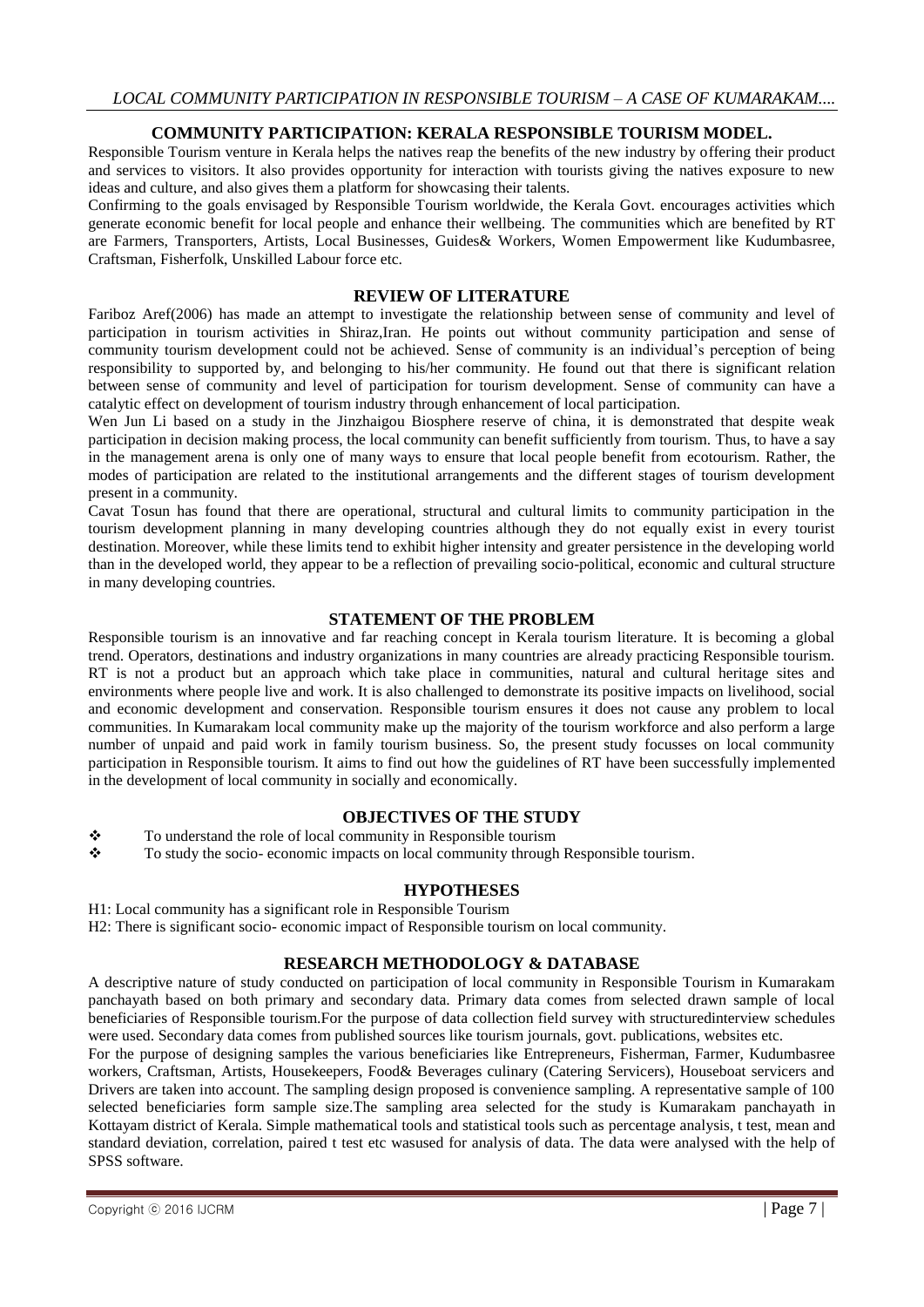## COMMUNITY PARTICIPATION: KERALA RESPONSIBLE TOURISM MODEL.

Responsible Tourism venture in Kerala helps the natives reap the benefits of the new industry by offering their product and services to visitors. It also provides opportunity for interaction with tourists giving the natives exposure to new ideas and culture, and also gives them a platform for showcasing their talents.

Confirming to the goals envisaged by Responsible Tourism worldwide, the Kerala Govt. encourages activities which generate economic benefit for local people and enhance their wellbeing. The communities which are benefited by RT are Farmers, Transporters, Artists, Local Businesses, Guides& Workers, Women Empowerment like Kudumbasree, Craftsman, Fisherfolk, Unskilled Labour force etc.

## REVIEW OF LITERATURE

Fariboz Aref(2006) has made an attempt to investigate the relationship between sense of community and level of participation in tourism activities in Shiraz,Iran. He points out without community participation and sense of community tourism development could not be achieved. Sense of community is an individual's perception of being responsibility to supported by, and belonging to his/her community. He found out that there is significant relation between sense of community and level of participation for tourism development. Sense of community can have a catalytic effect on development of tourism industry through enhancement of local participation.

Wen Jun Li based on a study in the Jinzhaigou Biosphere reserve of china, it is demonstrated that despite weak participation in decision making process, the local community can benefit sufficiently from tourism. Thus, to have a say in the management arena is only one of many ways to ensure that local people benefit from ecotourism. Rather, the modes of participation are related to the institutional arrangements and the different stages of tourism development present in a community.

Cavat Tosun has found that there are operational, structural and cultural limits to community participation in the tourism development planning in many developing countries although they do not equally exist in every tourist destination. Moreover, while these limits tend to exhibit higher intensity and greater persistence in the developing world than in the developed world, they appear to be a reflection of prevailing socio-political, economic and cultural structure in many developing countries.

## STATEMENT OF THE PROBLEM

Responsible tourism is an innovative and far reaching concept in Kerala tourism literature. It is becoming a global trend. Operators, destinations and industry organizations in many countries are already practicing Responsible tourism. RT is not a product but an approach which take place in communities, natural and cultural heritage sites and environments where people live and work. It is also challenged to demonstrate its positive impacts on livelihood, social and economic development and conservation. Responsible tourism ensures it does not cause any problem to local communities. In Kumarakam local community make up the majority of the tourism workforce and also perform a large number of unpaid and paid work in family tourism business. So, the present study focusses on local community participation in Responsible tourism. It aims to find out how the guidelines of RT have been successfully implemented in the development of local community in socially and economically.

## OBJECTIVES OF THE STUDY

- To understand the role of local community in Responsible tourism
- To study the socio- economic impacts on local community through Responsible tourism.

## HYPOTHESES

H1: Local community has a significant role in Responsible Tourism

H2: There is significant socio- economic impact of Responsible tourism on local community.

## RESEARCH METHODOLOGY & DATABASE

A descriptive nature of study conducted on participation of local community in Responsible Tourism in Kumarakam panchayath based on both primary and secondary data. Primary data comes from selected drawn sample of local beneficiaries of Responsible tourism.For the purpose of data collection field survey with structuredinterview schedules were used. Secondary data comes from published sources like tourism journals, govt. publications, websites etc.

For the purpose of designing samples the various beneficiaries like Entrepreneurs, Fisherman, Farmer, Kudumbasree workers, Craftsman, Artists, Housekeepers, Food& Beverages culinary (Catering Servicers), Houseboat servicers and Drivers are taken into account. The sampling design proposed is convenience sampling. A representative sample of 100 selected beneficiaries form sample size.The sampling area selected for the study is Kumarakam panchayath in Kottayam district of Kerala. Simple mathematical tools and statistical tools such as percentage analysis, t test, mean and standard deviation, correlation, paired t test etc wasused for analysis of data. The data were analysed with the help of SPSS software.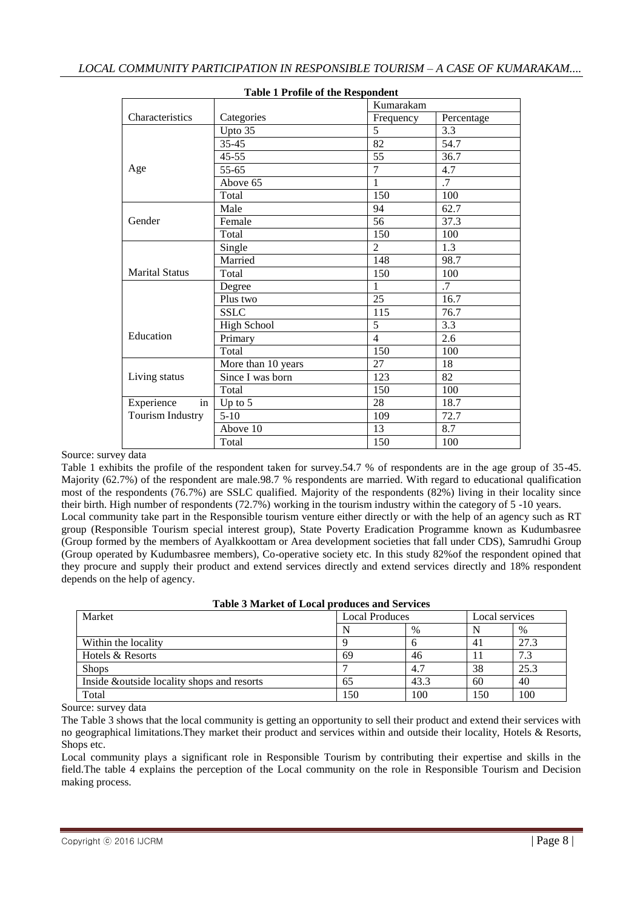**Table 1 Profile of the Respondent**

| Characteristics | Categories | Kumarakam | |
|---|---|---|---|
| | | Frequency | Percentage |
| Age | Upto 35 | 5 | 3.3 |
| | 35-45 | 82 | 54.7 |
| | 45-55 | 55 | 36.7 |
| | 55-65 | 7 | 4.7 |
| | Above 65 | 1 | .7 |
| | Total | 150 | 100 |
| Gender | Male | 94 | 62.7 |
| | Female | 56 | 37.3 |
| | Total | 150 | 100 |
| Marital Status | Single | 2 | 1.3 |
| | Married | 148 | 98.7 |
| | Total | 150 | 100 |
| Education | Degree | 1 | .7 |
| | Plus two | 25 | 16.7 |
| | SSLC | 115 | 76.7 |
| | High School | 5 | 3.3 |
| | Primary | 4 | 2.6 |
| | Total | 150 | 100 |
| Living status | More than 10 years | 27 | 18 |
| | Since I was born | 123 | 82 |
| | Total | 150 | 100 |
| Experience in Tourism Industry | Up to 5 | 28 | 18.7 |
| | 5-10 | 109 | 72.7 |
| | Above 10 | 13 | 8.7 |
| | Total | 150 | 100 |

Source: survey data

Table 1 exhibits the profile of the respondent taken for survey.54.7 % of respondents are in the age group of 35-45. Majority (62.7%) of the respondent are male.98.7 % respondents are married. With regard to educational qualification most of the respondents (76.7%) are SSLC qualified. Majority of the respondents (82%) living in their locality since their birth. High number of respondents (72.7%) working in the tourism industry within the category of 5 -10 years.

Local community take part in the Responsible tourism venture either directly or with the help of an agency such as RT group (Responsible Tourism special interest group), State Poverty Eradication Programme known as Kudumbasree (Group formed by the members of Ayalkkoottam or Area development societies that fall under CDS), Samrudhi Group (Group operated by Kudumbasree members), Co-operative society etc. In this study 82%of the respondent opined that they procure and supply their product and extend services directly and extend services directly and 18% respondent depends on the help of agency.

**Table 3 Market of Local produces and Services**

| Market | Local Produces | | Local services | |
|---|---|---|---|---|
| | N | % | N | % |
| Within the locality | 9 | 6 | 41 | 27.3 |
| Hotels & Resorts | 69 | 46 | 11 | 7.3 |
| Shops | 7 | 4.7 | 38 | 25.3 |
| Inside &outside locality shops and resorts | 65 | 43.3 | 60 | 40 |
| Total | 150 | 100 | 150 | 100 |

Source: survey data

The Table 3 shows that the local community is getting an opportunity to sell their product and extend their services with no geographical limitations.They market their product and services within and outside their locality, Hotels & Resorts, Shops etc.

Local community plays a significant role in Responsible Tourism by contributing their expertise and skills in the field.The table 4 explains the perception of the Local community on the role in Responsible Tourism and Decision making process.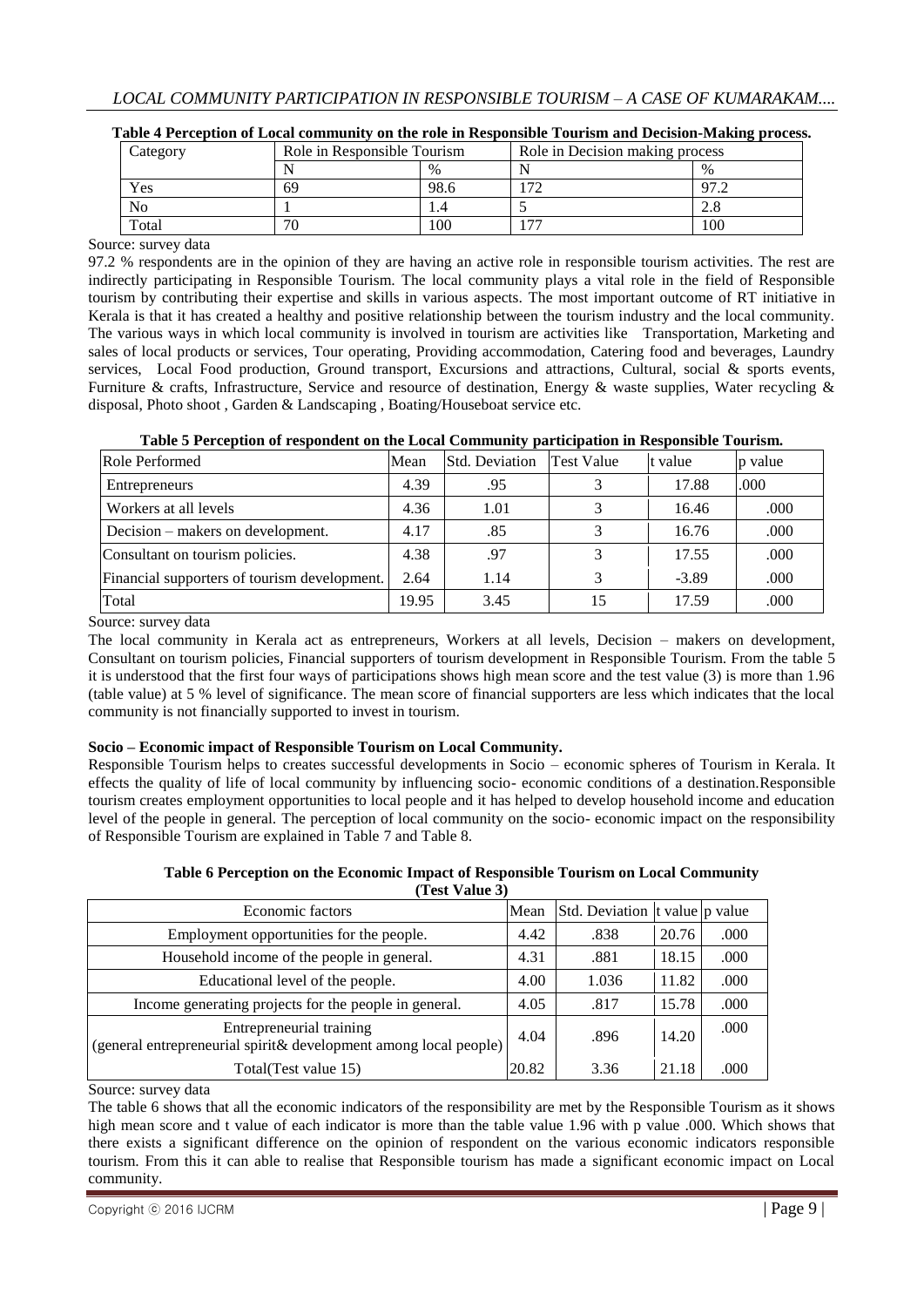**Table 4 Perception of Local community on the role in Responsible Tourism and Decision-Making process.**

| Category | Role in Responsible Tourism | | Role in Decision making process | |
|---|---|---|---|---|
| | N | % | N | % |
| Yes | 69 | 98.6 | 172 | 97.2 |
| No | 1 | 1.4 | 5 | 2.8 |
| Total | 70 | 100 | 177 | 100 |

Source: survey data

97.2 % respondents are in the opinion of they are having an active role in responsible tourism activities. The rest are indirectly participating in Responsible Tourism. The local community plays a vital role in the field of Responsible tourism by contributing their expertise and skills in various aspects. The most important outcome of RT initiative in Kerala is that it has created a healthy and positive relationship between the tourism industry and the local community. The various ways in which local community is involved in tourism are activities like Transportation, Marketing and sales of local products or services, Tour operating, Providing accommodation, Catering food and beverages, Laundry services, Local Food production, Ground transport, Excursions and attractions, Cultural, social & sports events, Furniture & crafts, Infrastructure, Service and resource of destination, Energy & waste supplies, Water recycling & disposal, Photo shoot , Garden & Landscaping , Boating/Houseboat service etc.

**Table 5 Perception of respondent on the Local Community participation in Responsible Tourism.**

| Role Performed | Mean | Std. Deviation | Test Value | t value | p value |
|---|---|---|---|---|---|
| Entrepreneurs | 4.39 | .95 | 3 | 17.88 | .000 |
| Workers at all levels | 4.36 | 1.01 | 3 | 16.46 | .000 |
| Decision – makers on development. | 4.17 | .85 | 3 | 16.76 | .000 |
| Consultant on tourism policies. | 4.38 | .97 | 3 | 17.55 | .000 |
| Financial supporters of tourism development. | 2.64 | 1.14 | 3 | -3.89 | .000 |
| Total | 19.95 | 3.45 | 15 | 17.59 | .000 |

Source: survey data

The local community in Kerala act as entrepreneurs, Workers at all levels, Decision – makers on development, Consultant on tourism policies, Financial supporters of tourism development in Responsible Tourism. From the table 5 it is understood that the first four ways of participations shows high mean score and the test value (3) is more than 1.96 (table value) at 5 % level of significance. The mean score of financial supporters are less which indicates that the local community is not financially supported to invest in tourism.

**Socio – Economic impact of Responsible Tourism on Local Community.**

Responsible Tourism helps to creates successful developments in Socio – economic spheres of Tourism in Kerala. It effects the quality of life of local community by influencing socio- economic conditions of a destination.Responsible tourism creates employment opportunities to local people and it has helped to develop household income and education level of the people in general. The perception of local community on the socio- economic impact on the responsibility of Responsible Tourism are explained in Table 7 and Table 8.

**Table 6 Perception on the Economic Impact of Responsible Tourism on Local Community (Test Value 3)**

| Economic factors | Mean | Std. Deviation | t value | p value |
|---|---|---|---|---|
| Employment opportunities for the people. | 4.42 | .838 | 20.76 | .000 |
| Household income of the people in general. | 4.31 | .881 | 18.15 | .000 |
| Educational level of the people. | 4.00 | 1.036 | 11.82 | .000 |
| Income generating projects for the people in general. | 4.05 | .817 | 15.78 | .000 |
| Entrepreneurial training (general entrepreneurial spirit& development among local people) | 4.04 | .896 | 14.20 | .000 |
| Total(Test value 15) | 20.82 | 3.36 | 21.18 | .000 |

Source: survey data

The table 6 shows that all the economic indicators of the responsibility are met by the Responsible Tourism as it shows high mean score and t value of each indicator is more than the table value 1.96 with p value .000. Which shows that there exists a significant difference on the opinion of respondent on the various economic indicators responsible tourism. From this it can able to realise that Responsible tourism has made a significant economic impact on Local community.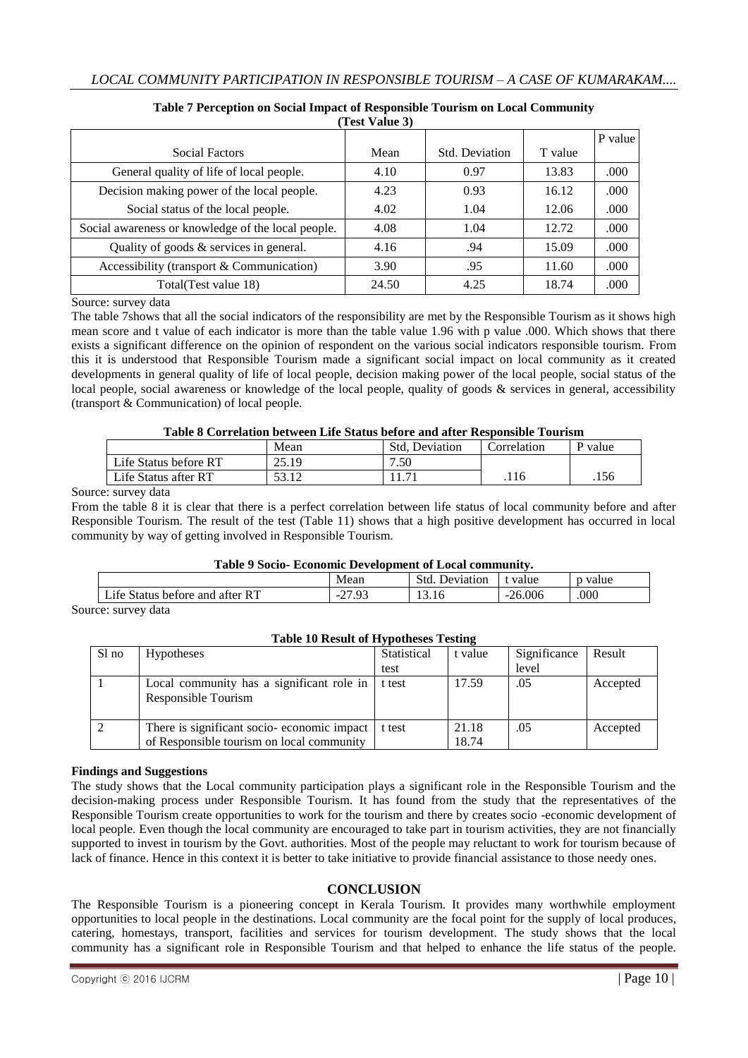**Table 7 Perception on Social Impact of Responsible Tourism on Local Community (Test Value 3)**

| Social Factors | Mean | Std. Deviation | T value | P value |
|---|---|---|---|---|
| General quality of life of local people. | 4.10 | 0.97 | 13.83 | .000 |
| Decision making power of the local people. | 4.23 | 0.93 | 16.12 | .000 |
| Social status of the local people. | 4.02 | 1.04 | 12.06 | .000 |
| Social awareness or knowledge of the local people. | 4.08 | 1.04 | 12.72 | .000 |
| Quality of goods & services in general. | 4.16 | .94 | 15.09 | .000 |
| Accessibility (transport & Communication) | 3.90 | .95 | 11.60 | .000 |
| Total(Test value 18) | 24.50 | 4.25 | 18.74 | .000 |

Source: survey data

The table 7shows that all the social indicators of the responsibility are met by the Responsible Tourism as it shows high mean score and t value of each indicator is more than the table value 1.96 with p value .000. Which shows that there exists a significant difference on the opinion of respondent on the various social indicators responsible tourism. From this it is understood that Responsible Tourism made a significant social impact on local community as it created developments in general quality of life of local people, decision making power of the local people, social status of the local people, social awareness or knowledge of the local people, quality of goods & services in general, accessibility (transport & Communication) of local people.

**Table 8 Correlation between Life Status before and after Responsible Tourism**

| | Mean | Std, Deviation | Correlation | P value |
|---|---|---|---|---|
| Life Status before RT | 25.19 | 7.50 | .116 | .156 |
| Life Status after RT | 53.12 | 11.71 | | |

Source: survey data

From the table 8 it is clear that there is a perfect correlation between life status of local community before and after Responsible Tourism. The result of the test (Table 11) shows that a high positive development has occurred in local community by way of getting involved in Responsible Tourism.

**Table 9 Socio- Economic Development of Local community.**

| | Mean | Std. Deviation | t value | p value |
|---|---|---|---|---|
| Life Status before and after RT | -27.93 | 13.16 | -26.006 | .000 |

Source: survey data

**Table 10 Result of Hypotheses Testing**

| Sl no | Hypotheses | Statistical test | t value | Significance level | Result |
|---|---|---|---|---|---|
| 1 | Local community has a significant role in Responsible Tourism | t test | 17.59 | .05 | Accepted |
| 2 | There is significant socio- economic impact of Responsible tourism on local community | t test | 21.18<br>18.74 | .05 | Accepted |

**Findings and Suggestions**

The study shows that the Local community participation plays a significant role in the Responsible Tourism and the decision-making process under Responsible Tourism. It has found from the study that the representatives of the Responsible Tourism create opportunities to work for the tourism and there by creates socio -economic development of local people. Even though the local community are encouraged to take part in tourism activities, they are not financially supported to invest in tourism by the Govt. authorities. Most of the people may reluctant to work for tourism because of lack of finance. Hence in this context it is better to take initiative to provide financial assistance to those needy ones.

## CONCLUSION

The Responsible Tourism is a pioneering concept in Kerala Tourism. It provides many worthwhile employment opportunities to local people in the destinations. Local community are the focal point for the supply of local produces, catering, homestays, transport, facilities and services for tourism development. The study shows that the local community has a significant role in Responsible Tourism and that helped to enhance the life status of the people.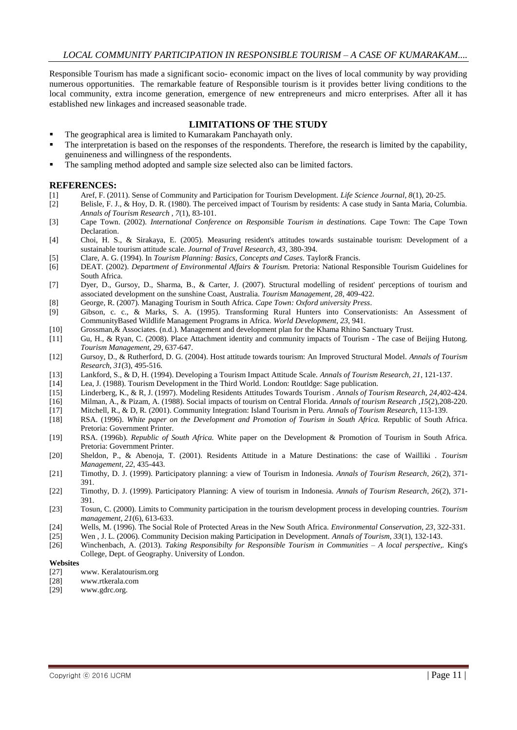Responsible Tourism has made a significant socio- economic impact on the lives of local community by way providing numerous opportunities. The remarkable feature of Responsible tourism is it provides better living conditions to the local community, extra income generation, emergence of new entrepreneurs and micro enterprises. After all it has established new linkages and increased seasonable trade.

## LIMITATIONS OF THE STUDY

- The geographical area is limited to Kumarakam Panchayath only.
- The interpretation is based on the responses of the respondents. Therefore, the research is limited by the capability, genuineness and willingness of the respondents.
- The sampling method adopted and sample size selected also can be limited factors.

## REFERENCES:

[1] Aref, F. (2011). Sense of Community and Participation for Tourism Development. *Life Science Journal, 8*(1), 20-25.

[2] Belisle, F. J., & Hoy, D. R. (1980). The perceived impact of Tourism by residents: A case study in Santa Maria, Columbia. *Annals of Tourism Research , 7*(1), 83-101.

[3] Cape Town. (2002). *International Conference on Responsible Tourism in destinations.* Cape Town: The Cape Town Declaration.

[4] Choi, H. S., & Sirakaya, E. (2005). Measuring resident's attitudes towards sustainable tourism: Development of a sustainable tourism attitude scale. *Journal of Travel Research, 43*, 380-394.

[5] Clare, A. G. (1994). In *Tourism Planning: Basics, Concepts and Cases.* Taylor& Francis.

[6] DEAT. (2002). *Department of Environmental Affairs & Tourism.* Pretoria: National Responsible Tourism Guidelines for South Africa.

[7] Dyer, D., Gursoy, D., Sharma, B., & Carter, J. (2007). Structural modelling of resident' perceptions of tourism and associated development on the sunshine Coast, Australia. *Tourism Management, 28*, 409-422.

[8] George, R. (2007). Managing Tourism in South Africa. *Cape Town: Oxford university Press*.

[9] Gibson, c. c., & Marks, S. A. (1995). Transforming Rural Hunters into Conservationists: An Assessment of CommunityBased Wildlife Management Programs in Africa. *World Development, 23*, 941.

[10] Grossman,& Associates. (n.d.). Management and development plan for the Khama Rhino Sanctuary Trust.

[11] Gu, H., & Ryan, C. (2008). Place Attachment identity and community impacts of Tourism - The case of Beijing Hutong. *Tourism Management, 29*, 637-647.

[12] Gursoy, D., & Rutherford, D. G. (2004). Host attitude towards tourism: An Improved Structural Model. *Annals of Tourism Research, 31*(3), 495-516.

[13] Lankford, S., & D, H. (1994). Developing a Tourism Impact Attitude Scale. *Annals of Tourism Research, 21*, 121-137.

[14] Lea, J. (1988). Tourism Development in the Third World. London: Routldge: Sage publication.

[15] Linderberg, K., & R, J. (1997). Modeling Residents Attitudes Towards Tourism . *Annals of Tourism Research, 24*,402-424.

[16] Milman, A., & Pizam, A. (1988). Social impacts of tourism on Central Florida. *Annals of tourism Research ,15*(2),208-220.

[17] Mitchell, R., & D, R. (2001). Community Integration: Island Tourism in Peru. *Annals of Tourism Research*, 113-139.

[18] RSA. (1996). *White paper on the Development and Promotion of Tourism in South Africa.* Republic of South Africa. Pretoria: Government Printer.

[19] RSA. (1996b). *Republic of South Africa.* White paper on the Development & Promotion of Tourism in South Africa. Pretoria: Government Printer.

[20] Sheldon, P., & Abenoja, T. (2001). Residents Attitude in a Mature Destinations: the case of Wailliki . *Tourism Management, 22*, 435-443.

[21] Timothy, D. J. (1999). Participatory planning: a view of Tourism in Indonesia. *Annals of Tourism Research, 26*(2), 371-391.

[22] Timothy, D. J. (1999). Participatory Planning: A view of tourism in Indonesia. *Annals of Tourism Research, 26*(2), 371-391.

[23] Tosun, C. (2000). Limits to Community participation in the tourism development process in developing countries. *Tourism management, 21*(6), 613-633.

[24] Wells, M. (1996). The Social Role of Protected Areas in the New South Africa. *Environmental Conservation, 23*, 322-331.

[25] Wen , J. L. (2006). Community Decision making Participation in Development. *Annals of Tourism, 33*(1), 132-143.

[26] Winchenbach, A. (2013). *Taking Responsibilty for Responsible Tourism in Communities – A local perspective,.* King's College, Dept. of Geography. University of London.

**Websites**

[27] www. Keralatourism.org

[28] www.rtkerala.com

[29] www.gdrc.org.